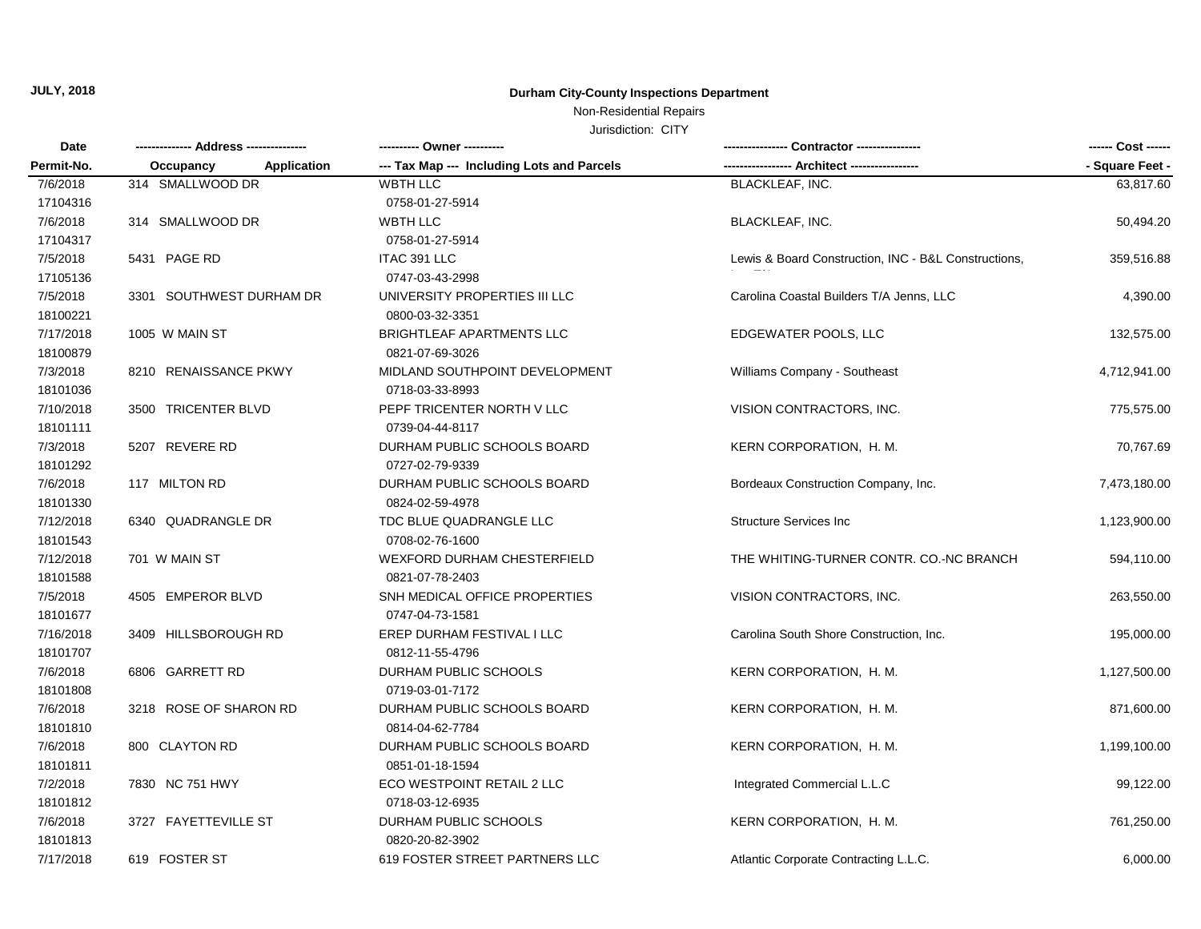**JULY, 2018**

## Durham City-County Inspections Department

Non-Residential Repairs

Jurisdiction: CITY

| Date / Permit-No. | Address / Occupancy / Application | Owner / Tax Map --- Including Lots and Parcels | Contractor / Architect | Cost / Square Feet |
|---|---|---|---|---|
| 7/6/2018<br>17104316 | 314 SMALLWOOD DR | WBTH LLC<br>0758-01-27-5914 | BLACKLEAF, INC. | 63,817.60 |
| 7/6/2018<br>17104317 | 314 SMALLWOOD DR | WBTH LLC<br>0758-01-27-5914 | BLACKLEAF, INC. | 50,494.20 |
| 7/5/2018<br>17105136 | 5431 PAGE RD | ITAC 391 LLC<br>0747-03-43-2998 | Lewis & Board Construction, INC - B&L Constructions, | 359,516.88 |
| 7/5/2018<br>18100221 | 3301 SOUTHWEST DURHAM DR | UNIVERSITY PROPERTIES III LLC<br>0800-03-32-3351 | Carolina Coastal Builders T/A Jenns, LLC | 4,390.00 |
| 7/17/2018<br>18100879 | 1005 W MAIN ST | BRIGHTLEAF APARTMENTS LLC<br>0821-07-69-3026 | EDGEWATER POOLS, LLC | 132,575.00 |
| 7/3/2018<br>18101036 | 8210 RENAISSANCE PKWY | MIDLAND SOUTHPOINT DEVELOPMENT<br>0718-03-33-8993 | Williams Company - Southeast | 4,712,941.00 |
| 7/10/2018<br>18101111 | 3500 TRICENTER BLVD | PEPF TRICENTER NORTH V LLC<br>0739-04-44-8117 | VISION CONTRACTORS, INC. | 775,575.00 |
| 7/3/2018<br>18101292 | 5207 REVERE RD | DURHAM PUBLIC SCHOOLS BOARD<br>0727-02-79-9339 | KERN CORPORATION, H. M. | 70,767.69 |
| 7/6/2018<br>18101330 | 117 MILTON RD | DURHAM PUBLIC SCHOOLS BOARD<br>0824-02-59-4978 | Bordeaux Construction Company, Inc. | 7,473,180.00 |
| 7/12/2018<br>18101543 | 6340 QUADRANGLE DR | TDC BLUE QUADRANGLE LLC<br>0708-02-76-1600 | Structure Services Inc | 1,123,900.00 |
| 7/12/2018<br>18101588 | 701 W MAIN ST | WEXFORD DURHAM CHESTERFIELD<br>0821-07-78-2403 | THE WHITING-TURNER CONTR. CO.-NC BRANCH | 594,110.00 |
| 7/5/2018<br>18101677 | 4505 EMPEROR BLVD | SNH MEDICAL OFFICE PROPERTIES<br>0747-04-73-1581 | VISION CONTRACTORS, INC. | 263,550.00 |
| 7/16/2018<br>18101707 | 3409 HILLSBOROUGH RD | EREP DURHAM FESTIVAL I LLC<br>0812-11-55-4796 | Carolina South Shore Construction, Inc. | 195,000.00 |
| 7/6/2018<br>18101808 | 6806 GARRETT RD | DURHAM PUBLIC SCHOOLS<br>0719-03-01-7172 | KERN CORPORATION, H. M. | 1,127,500.00 |
| 7/6/2018<br>18101810 | 3218 ROSE OF SHARON RD | DURHAM PUBLIC SCHOOLS BOARD<br>0814-04-62-7784 | KERN CORPORATION, H. M. | 871,600.00 |
| 7/6/2018<br>18101811 | 800 CLAYTON RD | DURHAM PUBLIC SCHOOLS BOARD<br>0851-01-18-1594 | KERN CORPORATION, H. M. | 1,199,100.00 |
| 7/2/2018<br>18101812 | 7830 NC 751 HWY | ECO WESTPOINT RETAIL 2 LLC<br>0718-03-12-6935 | Integrated Commercial L.L.C | 99,122.00 |
| 7/6/2018<br>18101813 | 3727 FAYETTEVILLE ST | DURHAM PUBLIC SCHOOLS<br>0820-20-82-3902 | KERN CORPORATION, H. M. | 761,250.00 |
| 7/17/2018 | 619 FOSTER ST | 619 FOSTER STREET PARTNERS LLC | Atlantic Corporate Contracting L.L.C. | 6,000.00 |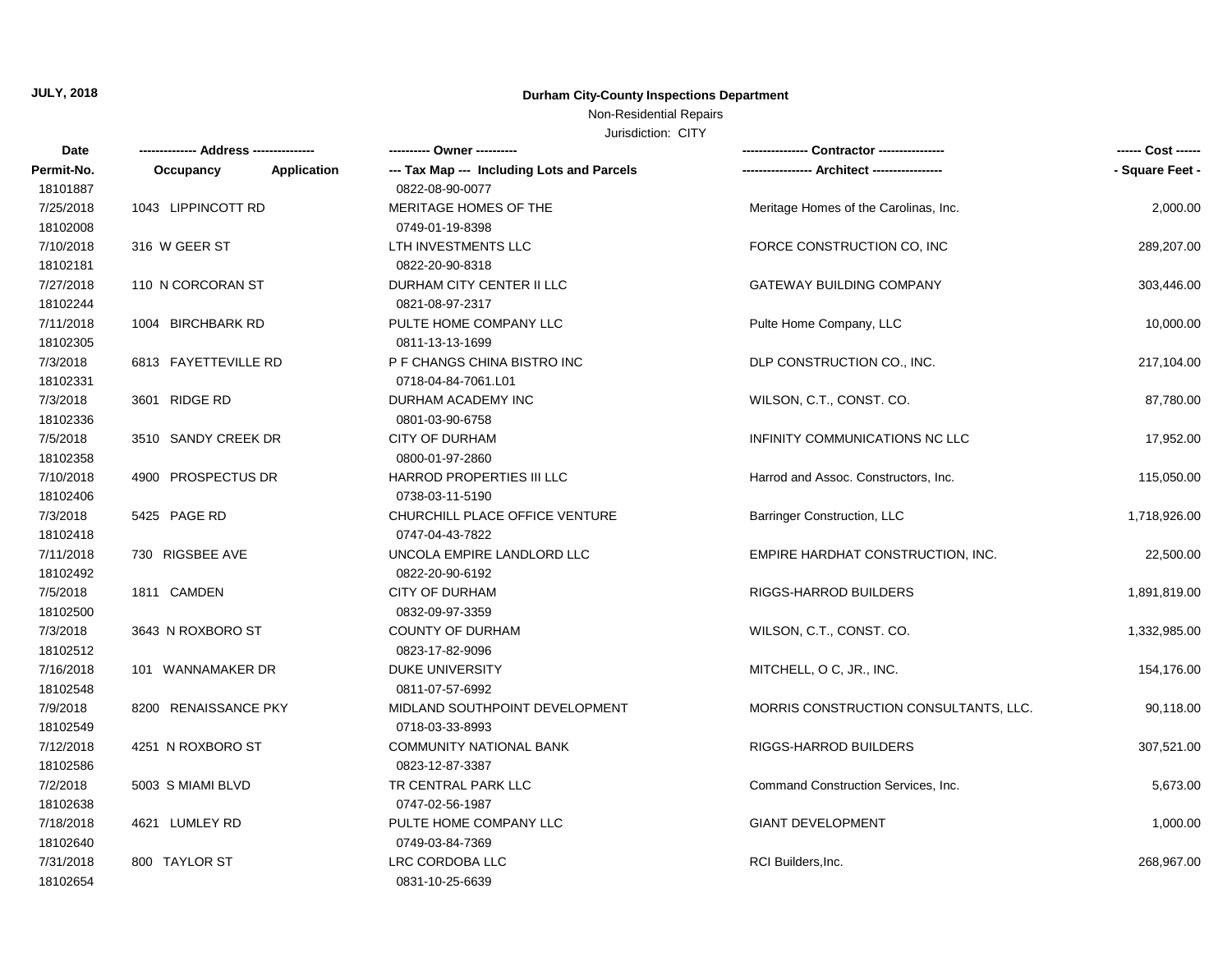**JULY, 2018**

## Durham City-County Inspections Department

Non-Residential Repairs

Jurisdiction: CITY

| Date<br>Permit-No. | ------------- Address -------------<br>Occupancy Application | ---------- Owner ----------<br>--- Tax Map --- Including Lots and Parcels | ---------------- Contractor ----------------<br>----------------- Architect ----------------- | ------ Cost ------<br>- Square Feet - |
|---|---|---|---|---|
| 18101887 | | 0822-08-90-0077 | | |
| 7/25/2018 | 1043 LIPPINCOTT RD | MERITAGE HOMES OF THE | Meritage Homes of the Carolinas, Inc. | 2,000.00 |
| 18102008 | | 0749-01-19-8398 | | |
| 7/10/2018 | 316 W GEER ST | LTH INVESTMENTS LLC | FORCE CONSTRUCTION CO, INC | 289,207.00 |
| 18102181 | | 0822-20-90-8318 | | |
| 7/27/2018 | 110 N CORCORAN ST | DURHAM CITY CENTER II LLC | GATEWAY BUILDING COMPANY | 303,446.00 |
| 18102244 | | 0821-08-97-2317 | | |
| 7/11/2018 | 1004 BIRCHBARK RD | PULTE HOME COMPANY LLC | Pulte Home Company, LLC | 10,000.00 |
| 18102305 | | 0811-13-13-1699 | | |
| 7/3/2018 | 6813 FAYETTEVILLE RD | P F CHANGS CHINA BISTRO INC | DLP CONSTRUCTION CO., INC. | 217,104.00 |
| 18102331 | | 0718-04-84-7061.L01 | | |
| 7/3/2018 | 3601 RIDGE RD | DURHAM ACADEMY INC | WILSON, C.T., CONST. CO. | 87,780.00 |
| 18102336 | | 0801-03-90-6758 | | |
| 7/5/2018 | 3510 SANDY CREEK DR | CITY OF DURHAM | INFINITY COMMUNICATIONS NC LLC | 17,952.00 |
| 18102358 | | 0800-01-97-2860 | | |
| 7/10/2018 | 4900 PROSPECTUS DR | HARROD PROPERTIES III LLC | Harrod and Assoc. Constructors, Inc. | 115,050.00 |
| 18102406 | | 0738-03-11-5190 | | |
| 7/3/2018 | 5425 PAGE RD | CHURCHILL PLACE OFFICE VENTURE | Barringer Construction, LLC | 1,718,926.00 |
| 18102418 | | 0747-04-43-7822 | | |
| 7/11/2018 | 730 RIGSBEE AVE | UNCOLA EMPIRE LANDLORD LLC | EMPIRE HARDHAT CONSTRUCTION, INC. | 22,500.00 |
| 18102492 | | 0822-20-90-6192 | | |
| 7/5/2018 | 1811 CAMDEN | CITY OF DURHAM | RIGGS-HARROD BUILDERS | 1,891,819.00 |
| 18102500 | | 0832-09-97-3359 | | |
| 7/3/2018 | 3643 N ROXBORO ST | COUNTY OF DURHAM | WILSON, C.T., CONST. CO. | 1,332,985.00 |
| 18102512 | | 0823-17-82-9096 | | |
| 7/16/2018 | 101 WANNAMAKER DR | DUKE UNIVERSITY | MITCHELL, O C, JR., INC. | 154,176.00 |
| 18102548 | | 0811-07-57-6992 | | |
| 7/9/2018 | 8200 RENAISSANCE PKY | MIDLAND SOUTHPOINT DEVELOPMENT | MORRIS CONSTRUCTION CONSULTANTS, LLC. | 90,118.00 |
| 18102549 | | 0718-03-33-8993 | | |
| 7/12/2018 | 4251 N ROXBORO ST | COMMUNITY NATIONAL BANK | RIGGS-HARROD BUILDERS | 307,521.00 |
| 18102586 | | 0823-12-87-3387 | | |
| 7/2/2018 | 5003 S MIAMI BLVD | TR CENTRAL PARK LLC | Command Construction Services, Inc. | 5,673.00 |
| 18102638 | | 0747-02-56-1987 | | |
| 7/18/2018 | 4621 LUMLEY RD | PULTE HOME COMPANY LLC | GIANT DEVELOPMENT | 1,000.00 |
| 18102640 | | 0749-03-84-7369 | | |
| 7/31/2018 | 800 TAYLOR ST | LRC CORDOBA LLC | RCI Builders,Inc. | 268,967.00 |
| 18102654 | | 0831-10-25-6639 | | |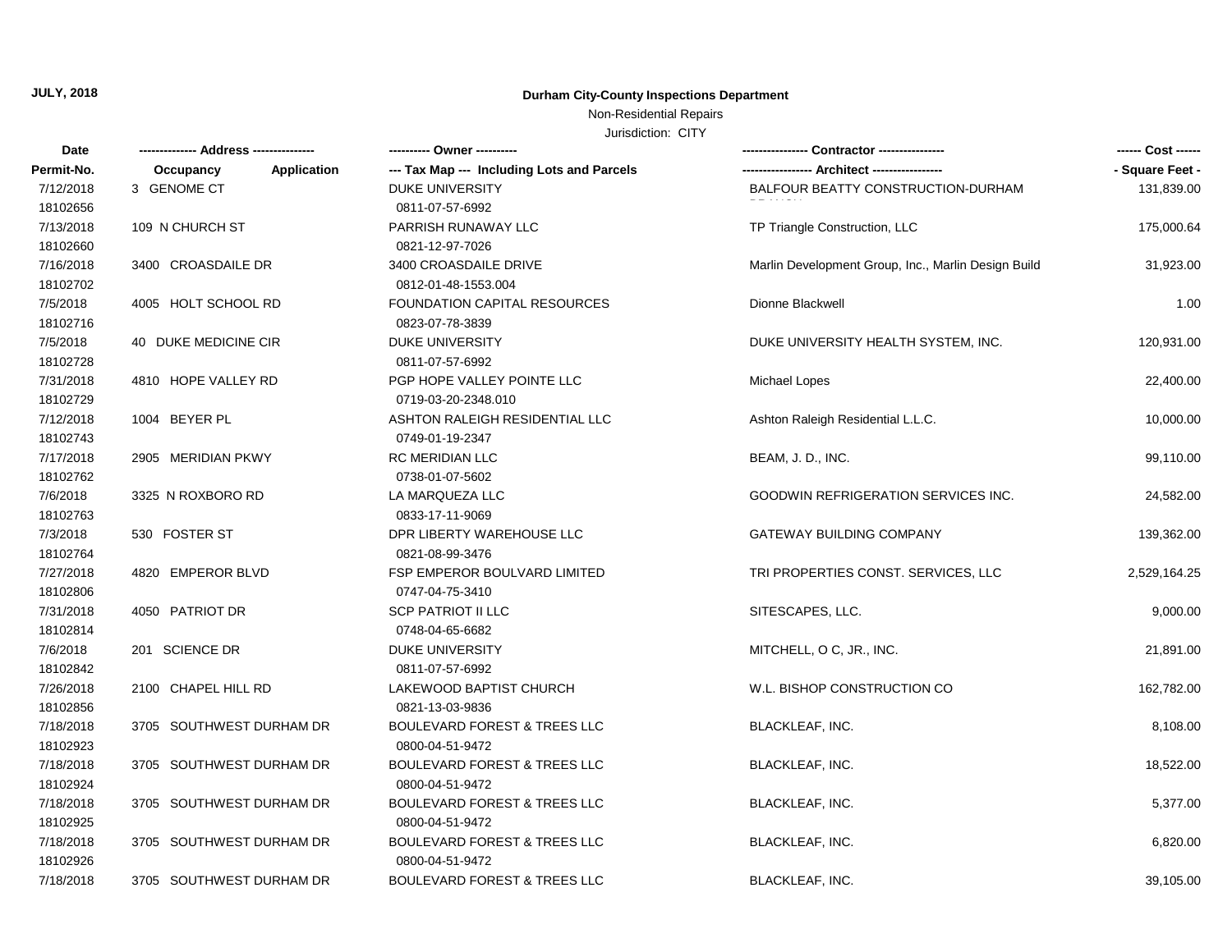**JULY, 2018**

**Durham City-County Inspections Department**

Non-Residential Repairs

Jurisdiction: CITY

| Date<br>Permit-No. | Address<br>Occupancy / Application | Owner<br>Tax Map --- Including Lots and Parcels | Contractor<br>Architect | Cost<br>Square Feet |
|---|---|---|---|---|
| 7/12/2018<br>18102656 | 3 GENOME CT | DUKE UNIVERSITY<br>0811-07-57-6992 | BALFOUR BEATTY CONSTRUCTION-DURHAM BRANCH | 131,839.00 |
| 7/13/2018<br>18102660 | 109 N CHURCH ST | PARRISH RUNAWAY LLC<br>0821-12-97-7026 | TP Triangle Construction, LLC | 175,000.64 |
| 7/16/2018<br>18102702 | 3400 CROASDAILE DR | 3400 CROASDAILE DRIVE<br>0812-01-48-1553.004 | Marlin Development Group, Inc., Marlin Design Build | 31,923.00 |
| 7/5/2018<br>18102716 | 4005 HOLT SCHOOL RD | FOUNDATION CAPITAL RESOURCES<br>0823-07-78-3839 | Dionne Blackwell | 1.00 |
| 7/5/2018<br>18102728 | 40 DUKE MEDICINE CIR | DUKE UNIVERSITY<br>0811-07-57-6992 | DUKE UNIVERSITY HEALTH SYSTEM, INC. | 120,931.00 |
| 7/31/2018<br>18102729 | 4810 HOPE VALLEY RD | PGP HOPE VALLEY POINTE LLC<br>0719-03-20-2348.010 | Michael Lopes | 22,400.00 |
| 7/12/2018<br>18102743 | 1004 BEYER PL | ASHTON RALEIGH RESIDENTIAL LLC<br>0749-01-19-2347 | Ashton Raleigh Residential L.L.C. | 10,000.00 |
| 7/17/2018<br>18102762 | 2905 MERIDIAN PKWY | RC MERIDIAN LLC<br>0738-01-07-5602 | BEAM, J. D., INC. | 99,110.00 |
| 7/6/2018<br>18102763 | 3325 N ROXBORO RD | LA MARQUEZA LLC<br>0833-17-11-9069 | GOODWIN REFRIGERATION SERVICES INC. | 24,582.00 |
| 7/3/2018<br>18102764 | 530 FOSTER ST | DPR LIBERTY WAREHOUSE LLC<br>0821-08-99-3476 | GATEWAY BUILDING COMPANY | 139,362.00 |
| 7/27/2018<br>18102806 | 4820 EMPEROR BLVD | FSP EMPEROR BOULVARD LIMITED<br>0747-04-75-3410 | TRI PROPERTIES CONST. SERVICES, LLC | 2,529,164.25 |
| 7/31/2018<br>18102814 | 4050 PATRIOT DR | SCP PATRIOT II LLC<br>0748-04-65-6682 | SITESCAPES, LLC. | 9,000.00 |
| 7/6/2018<br>18102842 | 201 SCIENCE DR | DUKE UNIVERSITY<br>0811-07-57-6992 | MITCHELL, O C, JR., INC. | 21,891.00 |
| 7/26/2018<br>18102856 | 2100 CHAPEL HILL RD | LAKEWOOD BAPTIST CHURCH<br>0821-13-03-9836 | W.L. BISHOP CONSTRUCTION CO | 162,782.00 |
| 7/18/2018<br>18102923 | 3705 SOUTHWEST DURHAM DR | BOULEVARD FOREST & TREES LLC<br>0800-04-51-9472 | BLACKLEAF, INC. | 8,108.00 |
| 7/18/2018<br>18102924 | 3705 SOUTHWEST DURHAM DR | BOULEVARD FOREST & TREES LLC<br>0800-04-51-9472 | BLACKLEAF, INC. | 18,522.00 |
| 7/18/2018<br>18102925 | 3705 SOUTHWEST DURHAM DR | BOULEVARD FOREST & TREES LLC<br>0800-04-51-9472 | BLACKLEAF, INC. | 5,377.00 |
| 7/18/2018<br>18102926 | 3705 SOUTHWEST DURHAM DR | BOULEVARD FOREST & TREES LLC<br>0800-04-51-9472 | BLACKLEAF, INC. | 6,820.00 |
| 7/18/2018 | 3705 SOUTHWEST DURHAM DR | BOULEVARD FOREST & TREES LLC | BLACKLEAF, INC. | 39,105.00 |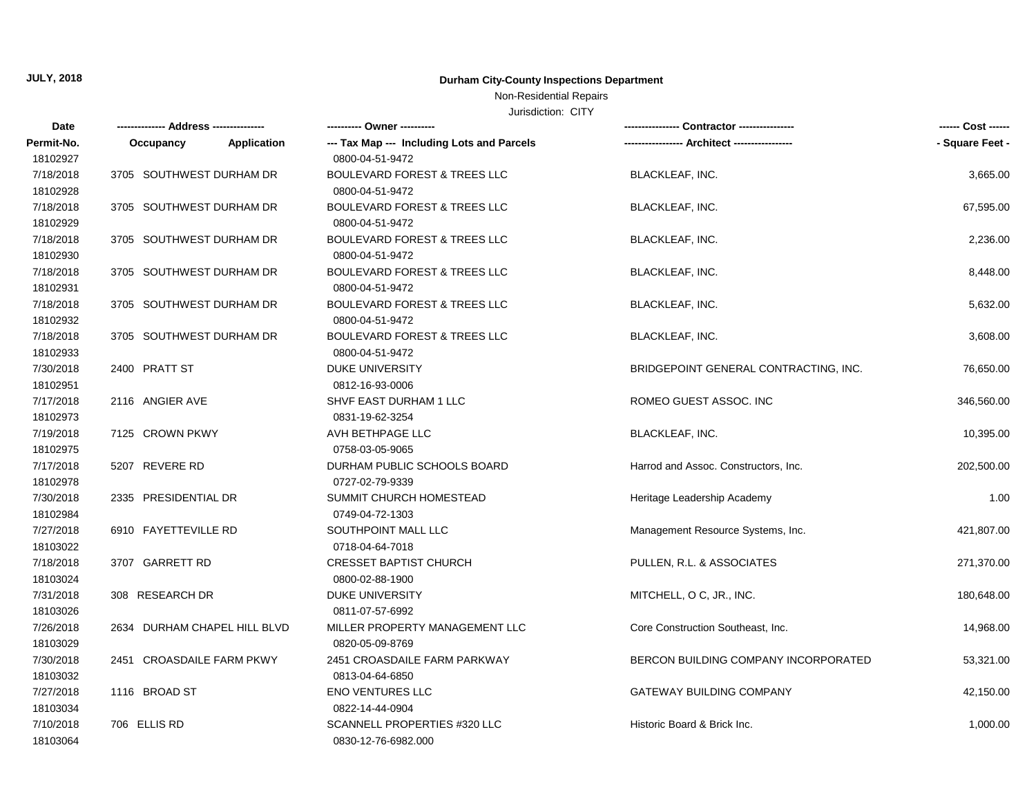**JULY, 2018**

**Durham City-County Inspections Department**

Non-Residential Repairs

Jurisdiction: CITY

| Date<br>Permit-No. | ------------- Address --------------<br>Occupancy &nbsp;&nbsp; Application | ---------- Owner ----------<br>--- Tax Map --- Including Lots and Parcels | ---------------- Contractor ----------------<br>----------------- Architect ----------------- | ------ Cost ------<br>- Square Feet - |
|---|---|---|---|---|
| 18102927 | | 0800-04-51-9472 | | |
| 7/18/2018 | 3705 SOUTHWEST DURHAM DR | BOULEVARD FOREST & TREES LLC | BLACKLEAF, INC. | 3,665.00 |
| 18102928 | | 0800-04-51-9472 | | |
| 7/18/2018 | 3705 SOUTHWEST DURHAM DR | BOULEVARD FOREST & TREES LLC | BLACKLEAF, INC. | 67,595.00 |
| 18102929 | | 0800-04-51-9472 | | |
| 7/18/2018 | 3705 SOUTHWEST DURHAM DR | BOULEVARD FOREST & TREES LLC | BLACKLEAF, INC. | 2,236.00 |
| 18102930 | | 0800-04-51-9472 | | |
| 7/18/2018 | 3705 SOUTHWEST DURHAM DR | BOULEVARD FOREST & TREES LLC | BLACKLEAF, INC. | 8,448.00 |
| 18102931 | | 0800-04-51-9472 | | |
| 7/18/2018 | 3705 SOUTHWEST DURHAM DR | BOULEVARD FOREST & TREES LLC | BLACKLEAF, INC. | 5,632.00 |
| 18102932 | | 0800-04-51-9472 | | |
| 7/18/2018 | 3705 SOUTHWEST DURHAM DR | BOULEVARD FOREST & TREES LLC | BLACKLEAF, INC. | 3,608.00 |
| 18102933 | | 0800-04-51-9472 | | |
| 7/30/2018 | 2400 PRATT ST | DUKE UNIVERSITY | BRIDGEPOINT GENERAL CONTRACTING, INC. | 76,650.00 |
| 18102951 | | 0812-16-93-0006 | | |
| 7/17/2018 | 2116 ANGIER AVE | SHVF EAST DURHAM 1 LLC | ROMEO GUEST ASSOC. INC | 346,560.00 |
| 18102973 | | 0831-19-62-3254 | | |
| 7/19/2018 | 7125 CROWN PKWY | AVH BETHPAGE LLC | BLACKLEAF, INC. | 10,395.00 |
| 18102975 | | 0758-03-05-9065 | | |
| 7/17/2018 | 5207 REVERE RD | DURHAM PUBLIC SCHOOLS BOARD | Harrod and Assoc. Constructors, Inc. | 202,500.00 |
| 18102978 | | 0727-02-79-9339 | | |
| 7/30/2018 | 2335 PRESIDENTIAL DR | SUMMIT CHURCH HOMESTEAD | Heritage Leadership Academy | 1.00 |
| 18102984 | | 0749-04-72-1303 | | |
| 7/27/2018 | 6910 FAYETTEVILLE RD | SOUTHPOINT MALL LLC | Management Resource Systems, Inc. | 421,807.00 |
| 18103022 | | 0718-04-64-7018 | | |
| 7/18/2018 | 3707 GARRETT RD | CRESSET BAPTIST CHURCH | PULLEN, R.L. & ASSOCIATES | 271,370.00 |
| 18103024 | | 0800-02-88-1900 | | |
| 7/31/2018 | 308 RESEARCH DR | DUKE UNIVERSITY | MITCHELL, O C, JR., INC. | 180,648.00 |
| 18103026 | | 0811-07-57-6992 | | |
| 7/26/2018 | 2634 DURHAM CHAPEL HILL BLVD | MILLER PROPERTY MANAGEMENT LLC | Core Construction Southeast, Inc. | 14,968.00 |
| 18103029 | | 0820-05-09-8769 | | |
| 7/30/2018 | 2451 CROASDAILE FARM PKWY | 2451 CROASDAILE FARM PARKWAY | BERCON BUILDING COMPANY INCORPORATED | 53,321.00 |
| 18103032 | | 0813-04-64-6850 | | |
| 7/27/2018 | 1116 BROAD ST | ENO VENTURES LLC | GATEWAY BUILDING COMPANY | 42,150.00 |
| 18103034 | | 0822-14-44-0904 | | |
| 7/10/2018 | 706 ELLIS RD | SCANNELL PROPERTIES #320 LLC | Historic Board & Brick Inc. | 1,000.00 |
| 18103064 | | 0830-12-76-6982.000 | | |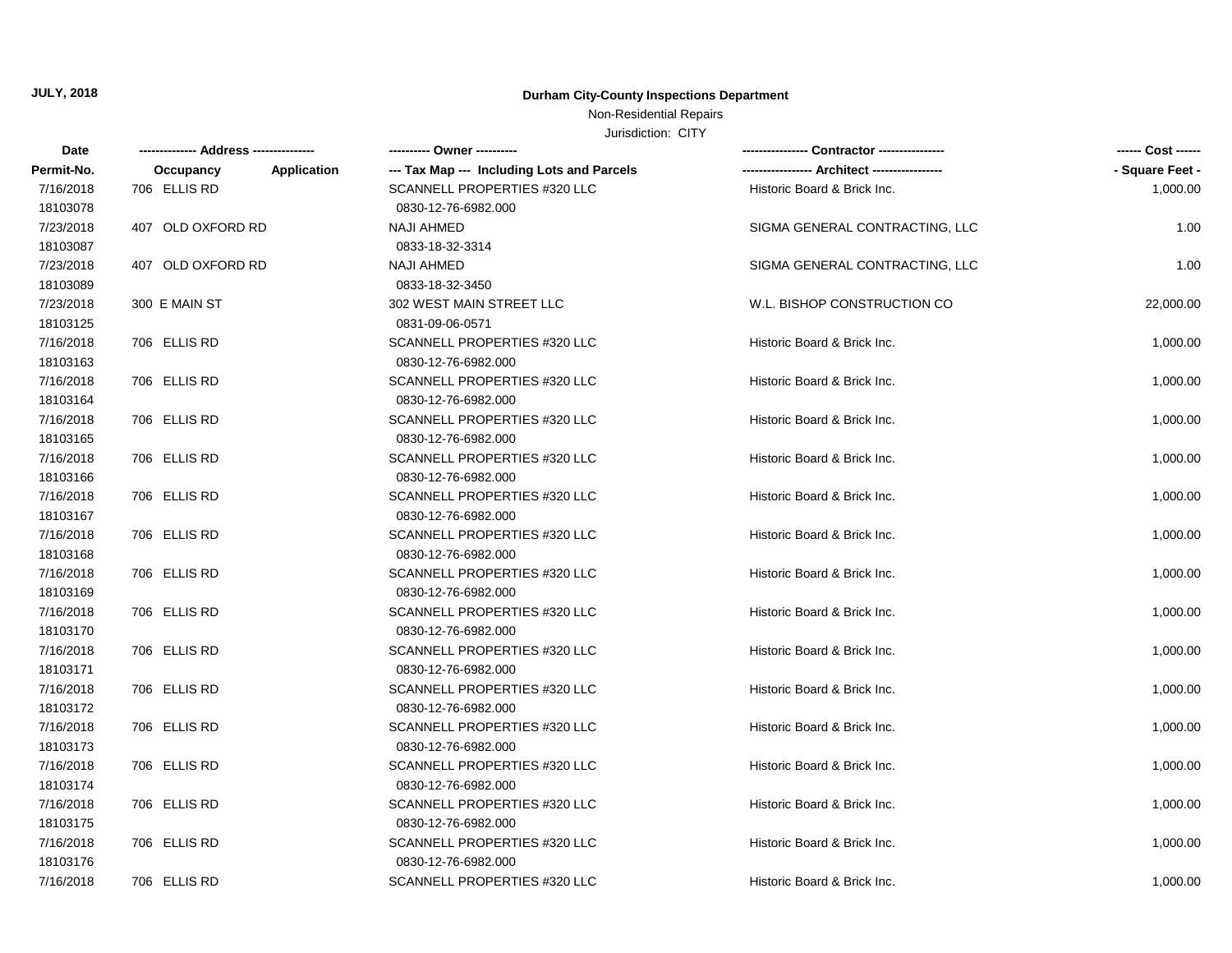**JULY, 2018**

**Durham City-County Inspections Department**

Non-Residential Repairs

Jurisdiction: CITY

| Date<br>Permit-No. | ------------- Address --------------<br>Occupancy | <br>Application | ---------- Owner ----------<br>--- Tax Map --- Including Lots and Parcels | ---------------- Contractor ----------------<br>----------------- Architect ----------------- | ------ Cost ------<br>- Square Feet - |
|---|---|---|---|---|---|
| 7/16/2018<br>18103078 | 706 ELLIS RD | | SCANNELL PROPERTIES #320 LLC<br>0830-12-76-6982.000 | Historic Board & Brick Inc. | 1,000.00 |
| 7/23/2018<br>18103087 | 407 OLD OXFORD RD | | NAJI AHMED<br>0833-18-32-3314 | SIGMA GENERAL CONTRACTING, LLC | 1.00 |
| 7/23/2018<br>18103089 | 407 OLD OXFORD RD | | NAJI AHMED<br>0833-18-32-3450 | SIGMA GENERAL CONTRACTING, LLC | 1.00 |
| 7/23/2018<br>18103125 | 300 E MAIN ST | | 302 WEST MAIN STREET LLC<br>0831-09-06-0571 | W.L. BISHOP CONSTRUCTION CO | 22,000.00 |
| 7/16/2018<br>18103163 | 706 ELLIS RD | | SCANNELL PROPERTIES #320 LLC<br>0830-12-76-6982.000 | Historic Board & Brick Inc. | 1,000.00 |
| 7/16/2018<br>18103164 | 706 ELLIS RD | | SCANNELL PROPERTIES #320 LLC<br>0830-12-76-6982.000 | Historic Board & Brick Inc. | 1,000.00 |
| 7/16/2018<br>18103165 | 706 ELLIS RD | | SCANNELL PROPERTIES #320 LLC<br>0830-12-76-6982.000 | Historic Board & Brick Inc. | 1,000.00 |
| 7/16/2018<br>18103166 | 706 ELLIS RD | | SCANNELL PROPERTIES #320 LLC<br>0830-12-76-6982.000 | Historic Board & Brick Inc. | 1,000.00 |
| 7/16/2018<br>18103167 | 706 ELLIS RD | | SCANNELL PROPERTIES #320 LLC<br>0830-12-76-6982.000 | Historic Board & Brick Inc. | 1,000.00 |
| 7/16/2018<br>18103168 | 706 ELLIS RD | | SCANNELL PROPERTIES #320 LLC<br>0830-12-76-6982.000 | Historic Board & Brick Inc. | 1,000.00 |
| 7/16/2018<br>18103169 | 706 ELLIS RD | | SCANNELL PROPERTIES #320 LLC<br>0830-12-76-6982.000 | Historic Board & Brick Inc. | 1,000.00 |
| 7/16/2018<br>18103170 | 706 ELLIS RD | | SCANNELL PROPERTIES #320 LLC<br>0830-12-76-6982.000 | Historic Board & Brick Inc. | 1,000.00 |
| 7/16/2018<br>18103171 | 706 ELLIS RD | | SCANNELL PROPERTIES #320 LLC<br>0830-12-76-6982.000 | Historic Board & Brick Inc. | 1,000.00 |
| 7/16/2018<br>18103172 | 706 ELLIS RD | | SCANNELL PROPERTIES #320 LLC<br>0830-12-76-6982.000 | Historic Board & Brick Inc. | 1,000.00 |
| 7/16/2018<br>18103173 | 706 ELLIS RD | | SCANNELL PROPERTIES #320 LLC<br>0830-12-76-6982.000 | Historic Board & Brick Inc. | 1,000.00 |
| 7/16/2018<br>18103174 | 706 ELLIS RD | | SCANNELL PROPERTIES #320 LLC<br>0830-12-76-6982.000 | Historic Board & Brick Inc. | 1,000.00 |
| 7/16/2018<br>18103175 | 706 ELLIS RD | | SCANNELL PROPERTIES #320 LLC<br>0830-12-76-6982.000 | Historic Board & Brick Inc. | 1,000.00 |
| 7/16/2018<br>18103176 | 706 ELLIS RD | | SCANNELL PROPERTIES #320 LLC<br>0830-12-76-6982.000 | Historic Board & Brick Inc. | 1,000.00 |
| 7/16/2018 | 706 ELLIS RD | | SCANNELL PROPERTIES #320 LLC | Historic Board & Brick Inc. | 1,000.00 |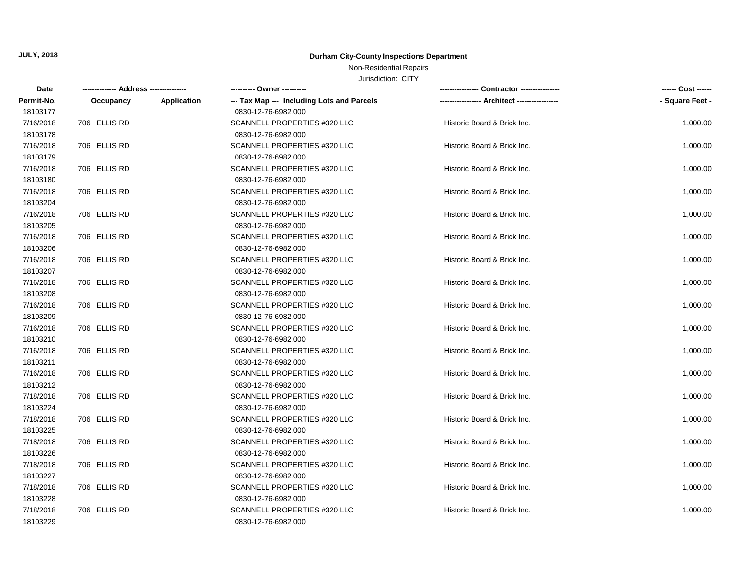**JULY, 2018**

**Durham City-County Inspections Department**

Non-Residential Repairs

Jurisdiction: CITY

| Date<br>Permit-No. | ------------- Address --------------<br>Occupancy | <br>Application | ---------- Owner ----------<br>--- Tax Map --- Including Lots and Parcels | --------------- Contractor ---------------<br>----------------- Architect ----------------- | ------ Cost ------<br>- Square Feet - |
|---|---|---|---|---|---|
| 18103177 | | | 0830-12-76-6982.000 | | |
| 7/16/2018 | 706 ELLIS RD | | SCANNELL PROPERTIES #320 LLC | Historic Board & Brick Inc. | 1,000.00 |
| 18103178 | | | 0830-12-76-6982.000 | | |
| 7/16/2018 | 706 ELLIS RD | | SCANNELL PROPERTIES #320 LLC | Historic Board & Brick Inc. | 1,000.00 |
| 18103179 | | | 0830-12-76-6982.000 | | |
| 7/16/2018 | 706 ELLIS RD | | SCANNELL PROPERTIES #320 LLC | Historic Board & Brick Inc. | 1,000.00 |
| 18103180 | | | 0830-12-76-6982.000 | | |
| 7/16/2018 | 706 ELLIS RD | | SCANNELL PROPERTIES #320 LLC | Historic Board & Brick Inc. | 1,000.00 |
| 18103204 | | | 0830-12-76-6982.000 | | |
| 7/16/2018 | 706 ELLIS RD | | SCANNELL PROPERTIES #320 LLC | Historic Board & Brick Inc. | 1,000.00 |
| 18103205 | | | 0830-12-76-6982.000 | | |
| 7/16/2018 | 706 ELLIS RD | | SCANNELL PROPERTIES #320 LLC | Historic Board & Brick Inc. | 1,000.00 |
| 18103206 | | | 0830-12-76-6982.000 | | |
| 7/16/2018 | 706 ELLIS RD | | SCANNELL PROPERTIES #320 LLC | Historic Board & Brick Inc. | 1,000.00 |
| 18103207 | | | 0830-12-76-6982.000 | | |
| 7/16/2018 | 706 ELLIS RD | | SCANNELL PROPERTIES #320 LLC | Historic Board & Brick Inc. | 1,000.00 |
| 18103208 | | | 0830-12-76-6982.000 | | |
| 7/16/2018 | 706 ELLIS RD | | SCANNELL PROPERTIES #320 LLC | Historic Board & Brick Inc. | 1,000.00 |
| 18103209 | | | 0830-12-76-6982.000 | | |
| 7/16/2018 | 706 ELLIS RD | | SCANNELL PROPERTIES #320 LLC | Historic Board & Brick Inc. | 1,000.00 |
| 18103210 | | | 0830-12-76-6982.000 | | |
| 7/16/2018 | 706 ELLIS RD | | SCANNELL PROPERTIES #320 LLC | Historic Board & Brick Inc. | 1,000.00 |
| 18103211 | | | 0830-12-76-6982.000 | | |
| 7/16/2018 | 706 ELLIS RD | | SCANNELL PROPERTIES #320 LLC | Historic Board & Brick Inc. | 1,000.00 |
| 18103212 | | | 0830-12-76-6982.000 | | |
| 7/18/2018 | 706 ELLIS RD | | SCANNELL PROPERTIES #320 LLC | Historic Board & Brick Inc. | 1,000.00 |
| 18103224 | | | 0830-12-76-6982.000 | | |
| 7/18/2018 | 706 ELLIS RD | | SCANNELL PROPERTIES #320 LLC | Historic Board & Brick Inc. | 1,000.00 |
| 18103225 | | | 0830-12-76-6982.000 | | |
| 7/18/2018 | 706 ELLIS RD | | SCANNELL PROPERTIES #320 LLC | Historic Board & Brick Inc. | 1,000.00 |
| 18103226 | | | 0830-12-76-6982.000 | | |
| 7/18/2018 | 706 ELLIS RD | | SCANNELL PROPERTIES #320 LLC | Historic Board & Brick Inc. | 1,000.00 |
| 18103227 | | | 0830-12-76-6982.000 | | |
| 7/18/2018 | 706 ELLIS RD | | SCANNELL PROPERTIES #320 LLC | Historic Board & Brick Inc. | 1,000.00 |
| 18103228 | | | 0830-12-76-6982.000 | | |
| 7/18/2018 | 706 ELLIS RD | | SCANNELL PROPERTIES #320 LLC | Historic Board & Brick Inc. | 1,000.00 |
| 18103229 | | | 0830-12-76-6982.000 | | |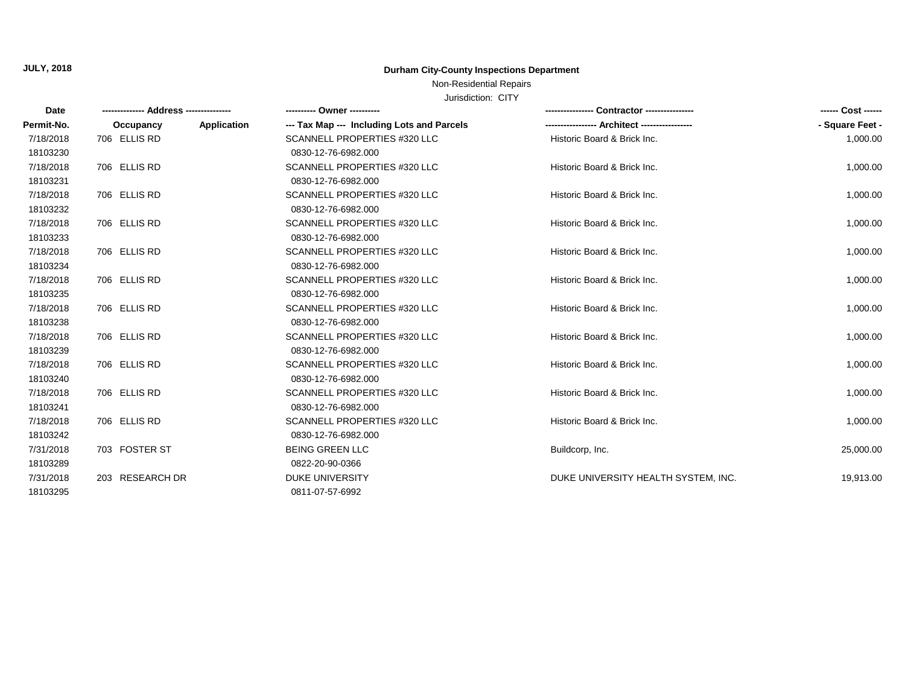JULY, 2018

**Durham City-County Inspections Department**

Non-Residential Repairs

Jurisdiction: CITY

| Date<br>Permit-No. | ------------- Address ---------------<br>Occupancy | <br>Application | ---------- Owner ----------<br>--- Tax Map --- Including Lots and Parcels | ---------------- Contractor ----------------<br>----------------- Architect ----------------- | ------ Cost ------<br>- Square Feet - |
|---|---|---|---|---|---|
| 7/18/2018<br>18103230 | 706 ELLIS RD | | SCANNELL PROPERTIES #320 LLC<br>0830-12-76-6982.000 | Historic Board & Brick Inc. | 1,000.00 |
| 7/18/2018<br>18103231 | 706 ELLIS RD | | SCANNELL PROPERTIES #320 LLC<br>0830-12-76-6982.000 | Historic Board & Brick Inc. | 1,000.00 |
| 7/18/2018<br>18103232 | 706 ELLIS RD | | SCANNELL PROPERTIES #320 LLC<br>0830-12-76-6982.000 | Historic Board & Brick Inc. | 1,000.00 |
| 7/18/2018<br>18103233 | 706 ELLIS RD | | SCANNELL PROPERTIES #320 LLC<br>0830-12-76-6982.000 | Historic Board & Brick Inc. | 1,000.00 |
| 7/18/2018<br>18103234 | 706 ELLIS RD | | SCANNELL PROPERTIES #320 LLC<br>0830-12-76-6982.000 | Historic Board & Brick Inc. | 1,000.00 |
| 7/18/2018<br>18103235 | 706 ELLIS RD | | SCANNELL PROPERTIES #320 LLC<br>0830-12-76-6982.000 | Historic Board & Brick Inc. | 1,000.00 |
| 7/18/2018<br>18103238 | 706 ELLIS RD | | SCANNELL PROPERTIES #320 LLC<br>0830-12-76-6982.000 | Historic Board & Brick Inc. | 1,000.00 |
| 7/18/2018<br>18103239 | 706 ELLIS RD | | SCANNELL PROPERTIES #320 LLC<br>0830-12-76-6982.000 | Historic Board & Brick Inc. | 1,000.00 |
| 7/18/2018<br>18103240 | 706 ELLIS RD | | SCANNELL PROPERTIES #320 LLC<br>0830-12-76-6982.000 | Historic Board & Brick Inc. | 1,000.00 |
| 7/18/2018<br>18103241 | 706 ELLIS RD | | SCANNELL PROPERTIES #320 LLC<br>0830-12-76-6982.000 | Historic Board & Brick Inc. | 1,000.00 |
| 7/18/2018<br>18103242 | 706 ELLIS RD | | SCANNELL PROPERTIES #320 LLC<br>0830-12-76-6982.000 | Historic Board & Brick Inc. | 1,000.00 |
| 7/31/2018<br>18103289 | 703 FOSTER ST | | BEING GREEN LLC<br>0822-20-90-0366 | Buildcorp, Inc. | 25,000.00 |
| 7/31/2018<br>18103295 | 203 RESEARCH DR | | DUKE UNIVERSITY<br>0811-07-57-6992 | DUKE UNIVERSITY HEALTH SYSTEM, INC. | 19,913.00 |